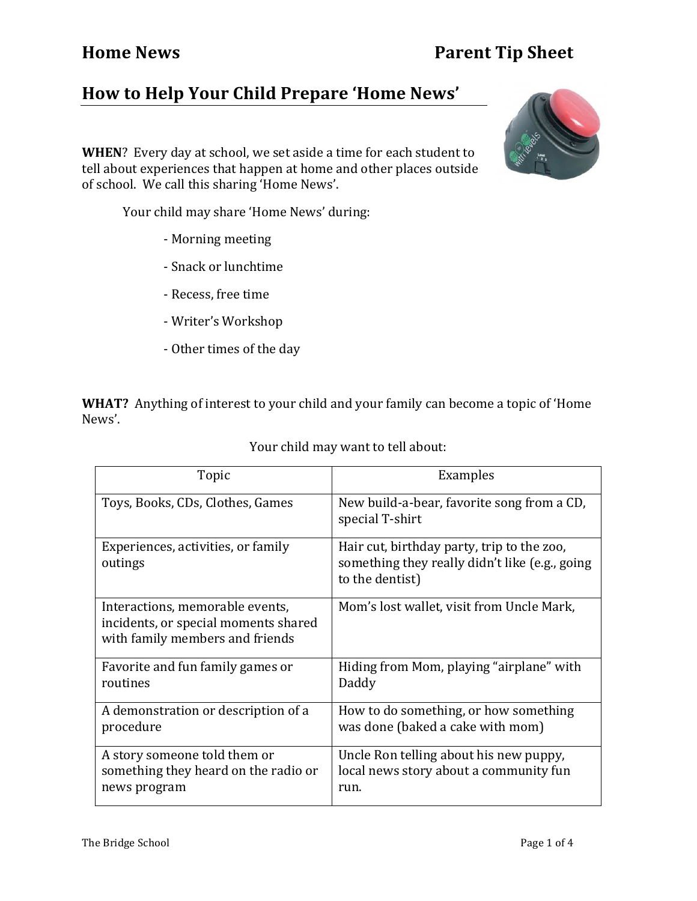# Home News Parent Tip Sheet

## How to Help Your Child Prepare 'Home News'

**WHEN**? Every day at school, we set aside a time for each student to tell about experiences that happen at home and other places outside of school. We call this sharing 'Home News'.

Your child may share 'Home News' during:

- Morning meeting
- Snack or lunchtime
- Recess, free time
- Writer's Workshop
- Other times of the day

**WHAT?** Anything of interest to your child and your family can become a topic of 'Home News'.

Your child may want to tell about:

| Topic | Examples |
| --- | --- |
| Toys, Books, CDs, Clothes, Games | New build-a-bear, favorite song from a CD, special T-shirt |
| Experiences, activities, or family outings | Hair cut, birthday party, trip to the zoo, something they really didn't like (e.g., going to the dentist) |
| Interactions, memorable events, incidents, or special moments shared with family members and friends | Mom's lost wallet, visit from Uncle Mark, |
| Favorite and fun family games or routines | Hiding from Mom, playing "airplane" with Daddy |
| A demonstration or description of a procedure | How to do something, or how something was done (baked a cake with mom) |
| A story someone told them or something they heard on the radio or news program | Uncle Ron telling about his new puppy, local news story about a community fun run. |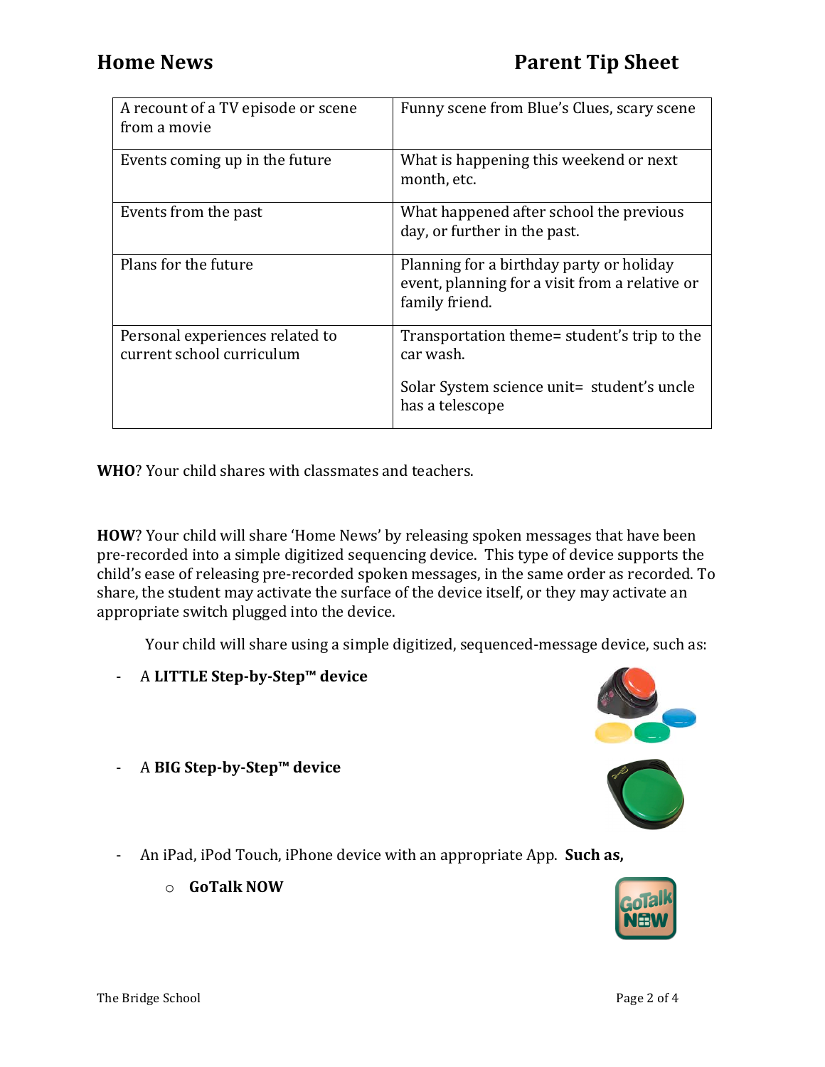| A recount of a TV episode or scene from a movie | Funny scene from Blue's Clues, scary scene |
|---|---|
| Events coming up in the future | What is happening this weekend or next month, etc. |
| Events from the past | What happened after school the previous day, or further in the past. |
| Plans for the future | Planning for a birthday party or holiday event, planning for a visit from a relative or family friend. |
| Personal experiences related to current school curriculum | Transportation theme= student's trip to the car wash.<br><br>Solar System science unit= student's uncle has a telescope |

**WHO**? Your child shares with classmates and teachers.

**HOW**? Your child will share 'Home News' by releasing spoken messages that have been pre-recorded into a simple digitized sequencing device. This type of device supports the child's ease of releasing pre-recorded spoken messages, in the same order as recorded. To share, the student may activate the surface of the device itself, or they may activate an appropriate switch plugged into the device.

Your child will share using a simple digitized, sequenced-message device, such as:

- A **LITTLE Step-by-Step™ device**
- A **BIG Step-by-Step™ device**
- An iPad, iPod Touch, iPhone device with an appropriate App. **Such as,**
  - **GoTalk NOW**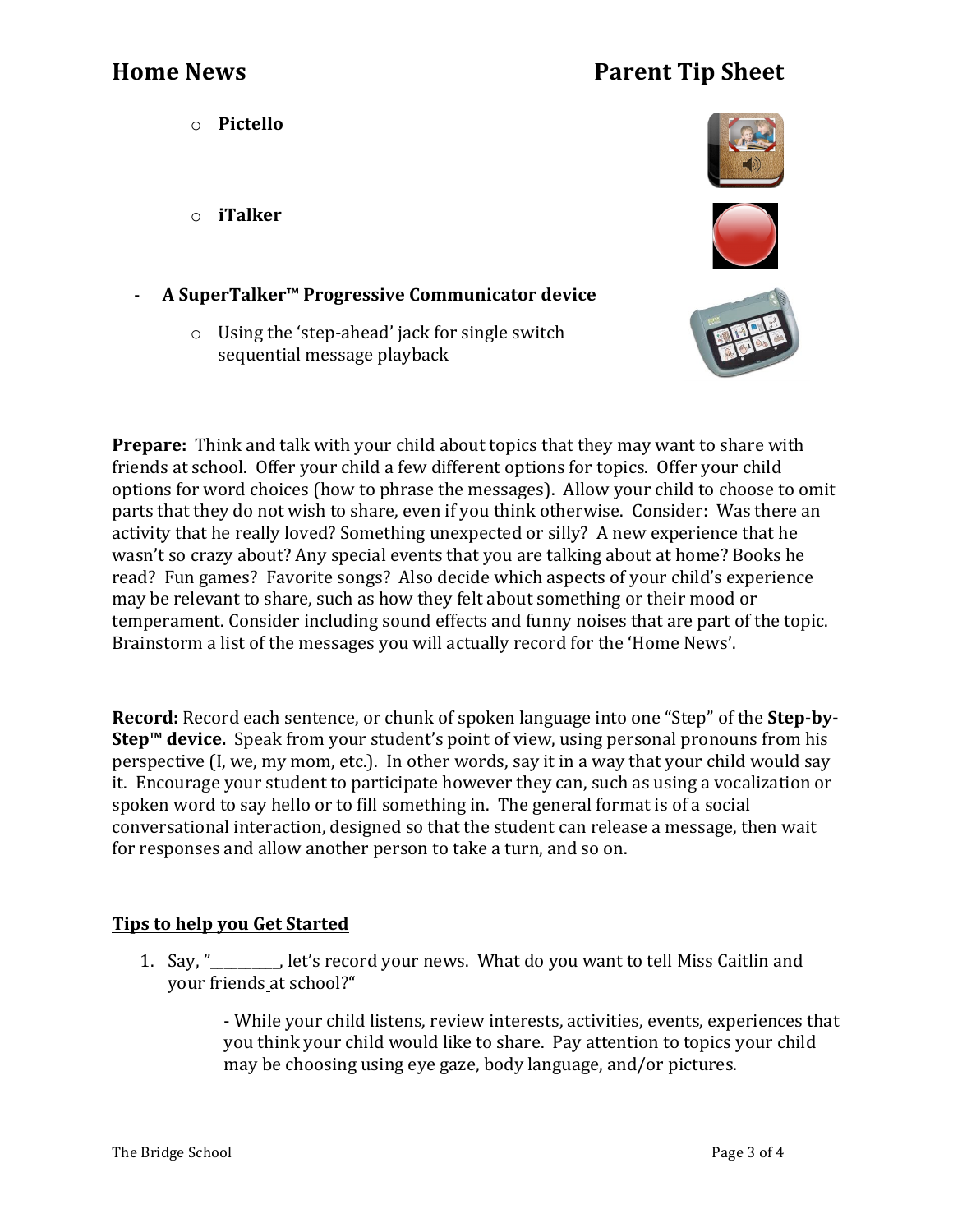- **Pictello**
- **iTalker**

- **A SuperTalker™ Progressive Communicator device**
  - Using the 'step-ahead' jack for single switch sequential message playback

**Prepare:** Think and talk with your child about topics that they may want to share with friends at school. Offer your child a few different options for topics. Offer your child options for word choices (how to phrase the messages). Allow your child to choose to omit parts that they do not wish to share, even if you think otherwise. Consider: Was there an activity that he really loved? Something unexpected or silly? A new experience that he wasn't so crazy about? Any special events that you are talking about at home? Books he read? Fun games? Favorite songs? Also decide which aspects of your child's experience may be relevant to share, such as how they felt about something or their mood or temperament. Consider including sound effects and funny noises that are part of the topic. Brainstorm a list of the messages you will actually record for the 'Home News'.

**Record:** Record each sentence, or chunk of spoken language into one "Step" of the **Step-by-Step™ device.** Speak from your student's point of view, using personal pronouns from his perspective (I, we, my mom, etc.). In other words, say it in a way that your child would say it. Encourage your student to participate however they can, such as using a vocalization or spoken word to say hello or to fill something in. The general format is of a social conversational interaction, designed so that the student can release a message, then wait for responses and allow another person to take a turn, and so on.

## Tips to help you Get Started

1. Say, "_________, let's record your news. What do you want to tell Miss Caitlin and your friends at school?"

   - While your child listens, review interests, activities, events, experiences that you think your child would like to share. Pay attention to topics your child may be choosing using eye gaze, body language, and/or pictures.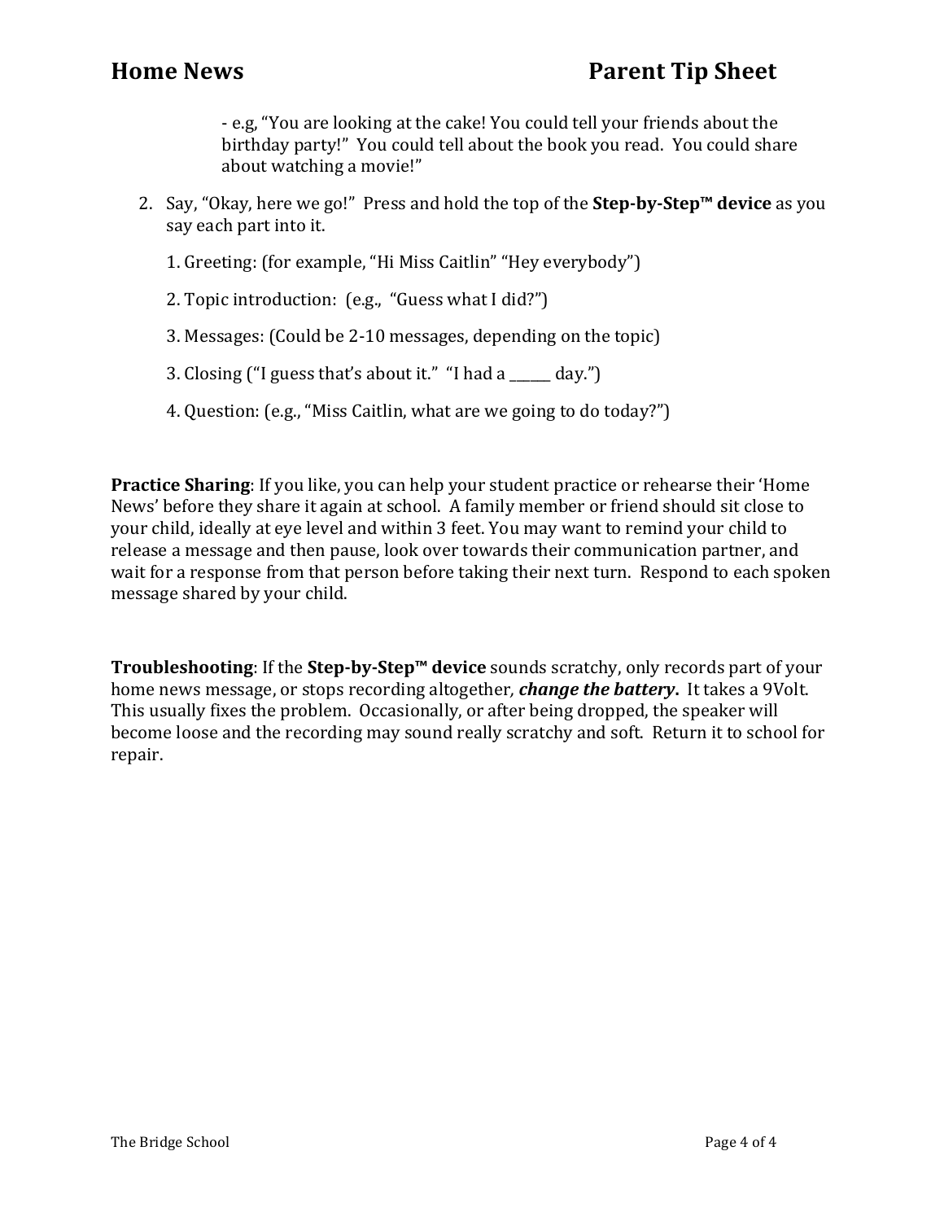- e.g, "You are looking at the cake! You could tell your friends about the birthday party!" You could tell about the book you read. You could share about watching a movie!"

2. Say, "Okay, here we go!" Press and hold the top of the **Step-by-Step™ device** as you say each part into it.

    1. Greeting: (for example, "Hi Miss Caitlin" "Hey everybody")

    2. Topic introduction: (e.g., "Guess what I did?")

    3. Messages: (Could be 2-10 messages, depending on the topic)

    3. Closing ("I guess that's about it." "I had a ______ day.")

    4. Question: (e.g., "Miss Caitlin, what are we going to do today?")

**Practice Sharing**: If you like, you can help your student practice or rehearse their 'Home News' before they share it again at school. A family member or friend should sit close to your child, ideally at eye level and within 3 feet. You may want to remind your child to release a message and then pause, look over towards their communication partner, and wait for a response from that person before taking their next turn. Respond to each spoken message shared by your child.

**Troubleshooting**: If the **Step-by-Step™ device** sounds scratchy, only records part of your home news message, or stops recording altogether, ***change the battery***. It takes a 9Volt. This usually fixes the problem. Occasionally, or after being dropped, the speaker will become loose and the recording may sound really scratchy and soft. Return it to school for repair.